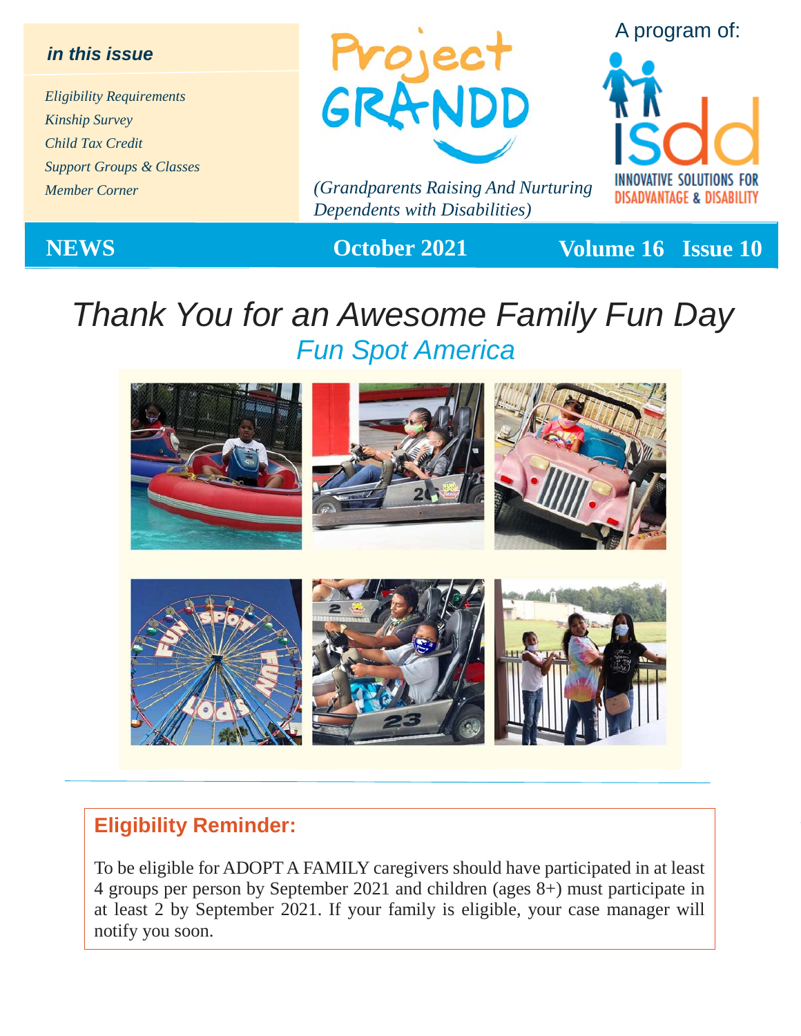**in this issue**

*Eligibility Requirements*
*Kinship Survey*
*Child Tax Credit*
*Support Groups & Classes*
*Member Corner*

# Project GRANDD

*(Grandparents Raising And Nurturing Dependents with Disabilities)*

A program of: isdd — INNOVATIVE SOLUTIONS FOR DISADVANTAGE & DISABILITY

**NEWS** | **October 2021** | **Volume 16 Issue 10**

# *Thank You for an Awesome Family Fun Day*

## *Fun Spot America*

## Eligibility Reminder:

To be eligible for ADOPT A FAMILY caregivers should have participated in at least 4 groups per person by September 2021 and children (ages 8+) must participate in at least 2 by September 2021. If your family is eligible, your case manager will notify you soon.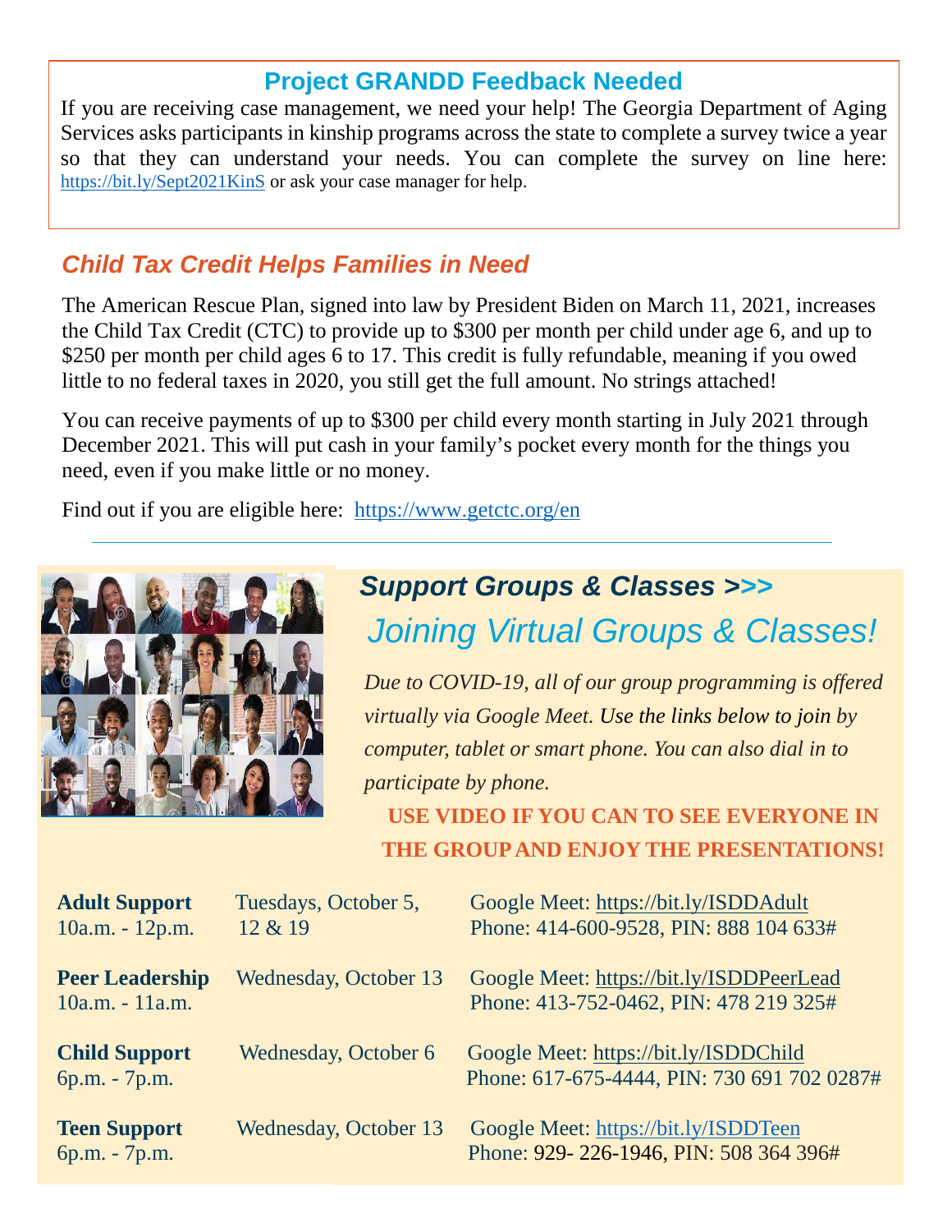## Project GRANDD Feedback Needed

If you are receiving case management, we need your help! The Georgia Department of Aging Services asks participants in kinship programs across the state to complete a survey twice a year so that they can understand your needs. You can complete the survey on line here: https://bit.ly/Sept2021KinS or ask your case manager for help.

## *Child Tax Credit Helps Families in Need*

The American Rescue Plan, signed into law by President Biden on March 11, 2021, increases the Child Tax Credit (CTC) to provide up to $300 per month per child under age 6, and up to $250 per month per child ages 6 to 17. This credit is fully refundable, meaning if you owed little to no federal taxes in 2020, you still get the full amount. No strings attached!

You can receive payments of up to $300 per child every month starting in July 2021 through December 2021. This will put cash in your family's pocket every month for the things you need, even if you make little or no money.

Find out if you are eligible here: https://www.getctc.org/en

---

## *Support Groups & Classes >>>*

## *Joining Virtual Groups & Classes!*

*Due to COVID-19, all of our group programming is offered virtually via Google Meet. Use the links below to join by computer, tablet or smart phone. You can also dial in to participate by phone.*

**USE VIDEO IF YOU CAN TO SEE EVERYONE IN THE GROUP AND ENJOY THE PRESENTATIONS!**

| Group | Date | Access |
|---|---|---|
| **Adult Support** 10a.m. - 12p.m. | Tuesdays, October 5, 12 & 19 | Google Meet: https://bit.ly/ISDDAdult Phone: 414-600-9528, PIN: 888 104 633# |
| **Peer Leadership** 10a.m. - 11a.m. | Wednesday, October 13 | Google Meet: https://bit.ly/ISDDPeerLead Phone: 413-752-0462, PIN: 478 219 325# |
| **Child Support** 6p.m. - 7p.m. | Wednesday, October 6 | Google Meet: https://bit.ly/ISDDChild Phone: 617-675-4444, PIN: 730 691 702 0287# |
| **Teen Support** 6p.m. - 7p.m. | Wednesday, October 13 | Google Meet: https://bit.ly/ISDDTeen Phone: 929- 226-1946, PIN: 508 364 396# |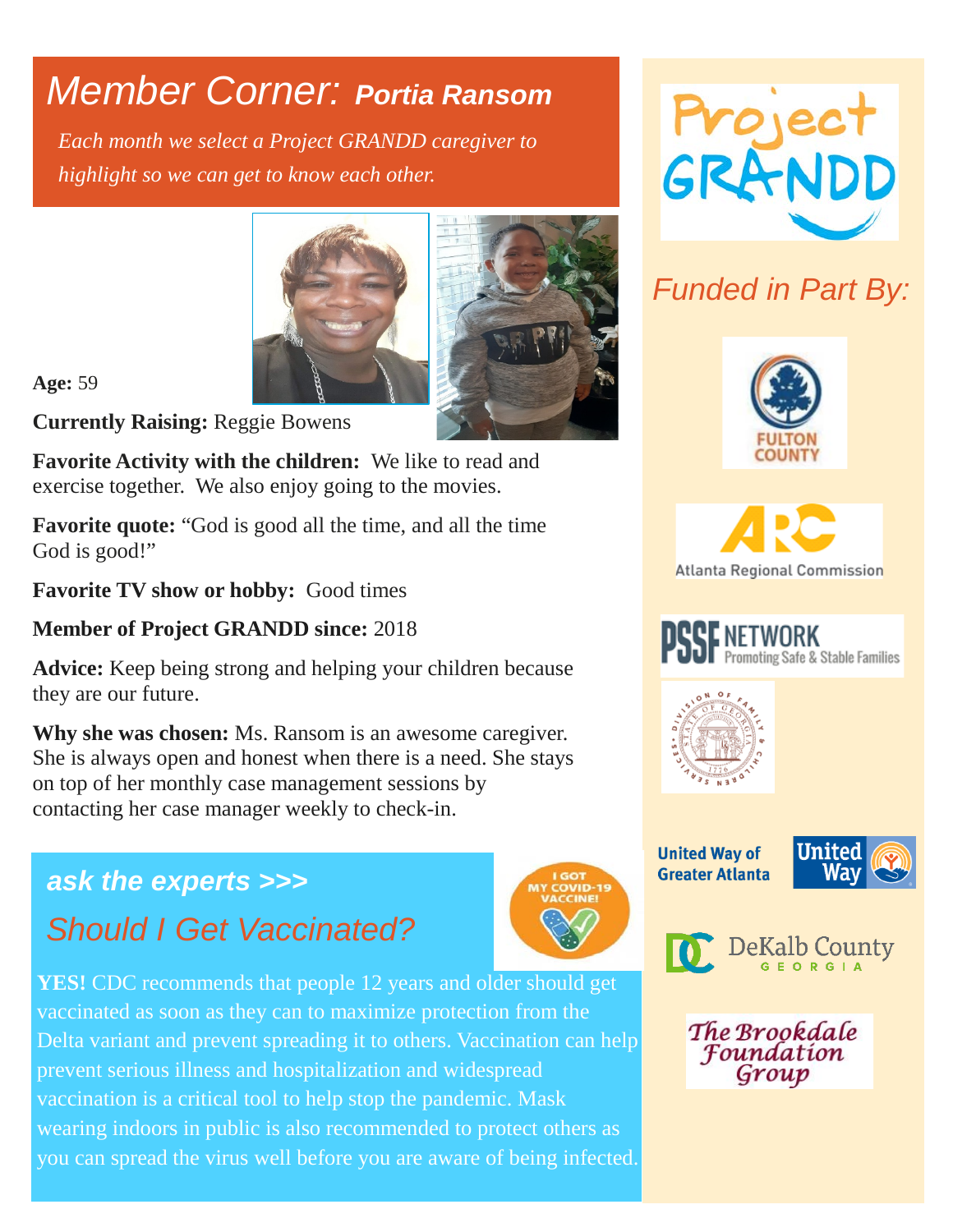# Member Corner: **Portia Ransom**

*Each month we select a Project GRANDD caregiver to highlight so we can get to know each other.*

**Age:** 59

**Currently Raising:** Reggie Bowens

**Favorite Activity with the children:** We like to read and exercise together. We also enjoy going to the movies.

**Favorite quote:** "God is good all the time, and all the time God is good!"

**Favorite TV show or hobby:** Good times

**Member of Project GRANDD since:** 2018

**Advice:** Keep being strong and helping your children because they are our future.

**Why she was chosen:** Ms. Ransom is an awesome caregiver. She is always open and honest when there is a need. She stays on top of her monthly case management sessions by contacting her case manager weekly to check-in.

## *ask the experts >>>*

## *Should I Get Vaccinated?*

I GOT MY COVID-19 VACCINE!

**YES!** CDC recommends that people 12 years and older should get vaccinated as soon as they can to maximize protection from the Delta variant and prevent spreading it to others. Vaccination can help prevent serious illness and hospitalization and widespread vaccination is a critical tool to help stop the pandemic. Mask wearing indoors in public is also recommended to protect others as you can spread the virus well before you are aware of being infected.

Project GRANDD

## *Funded in Part By:*

- Fulton County
- ARC Atlanta Regional Commission
- PSSF Network Promoting Safe & Stable Families
- Division of Family & Children Services, State of Georgia
- United Way of Greater Atlanta
- DeKalb County Georgia
- The Brookdale Foundation Group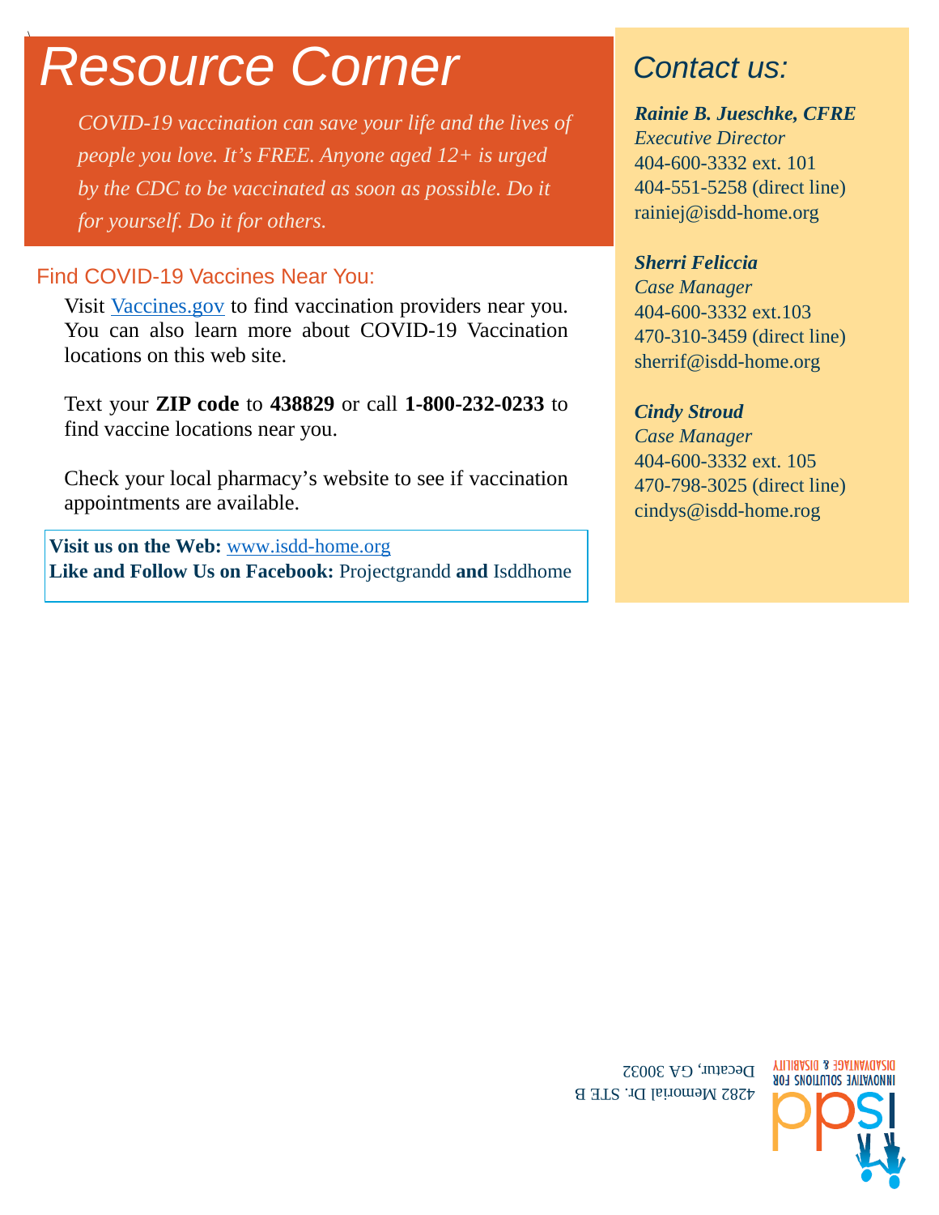# Resource Corner

*COVID-19 vaccination can save your life and the lives of people you love. It's FREE. Anyone aged 12+ is urged by the CDC to be vaccinated as soon as possible. Do it for yourself. Do it for others.*

## Find COVID-19 Vaccines Near You:

Visit Vaccines.gov to find vaccination providers near you. You can also learn more about COVID-19 Vaccination locations on this web site.

Text your **ZIP code** to **438829** or call **1-800-232-0233** to find vaccine locations near you.

Check your local pharmacy's website to see if vaccination appointments are available.

**Visit us on the Web:** www.isdd-home.org
**Like and Follow Us on Facebook:** Projectgrandd **and** Isddhome

## Contact us:

***Rainie B. Jueschke, CFRE***
*Executive Director*
404-600-3332 ext. 101
404-551-5258 (direct line)
rainiej@isdd-home.org

***Sherri Feliccia***
*Case Manager*
404-600-3332 ext.103
470-310-3459 (direct line)
sherrif@isdd-home.org

***Cindy Stroud***
*Case Manager*
404-600-3332 ext. 105
470-798-3025 (direct line)
cindys@isdd-home.rog

isdd
INNOVATIVE SOLUTIONS FOR DISADVANTAGE & DISABILITY

4282 Memorial Dr. STE B
Decatur, GA 30032